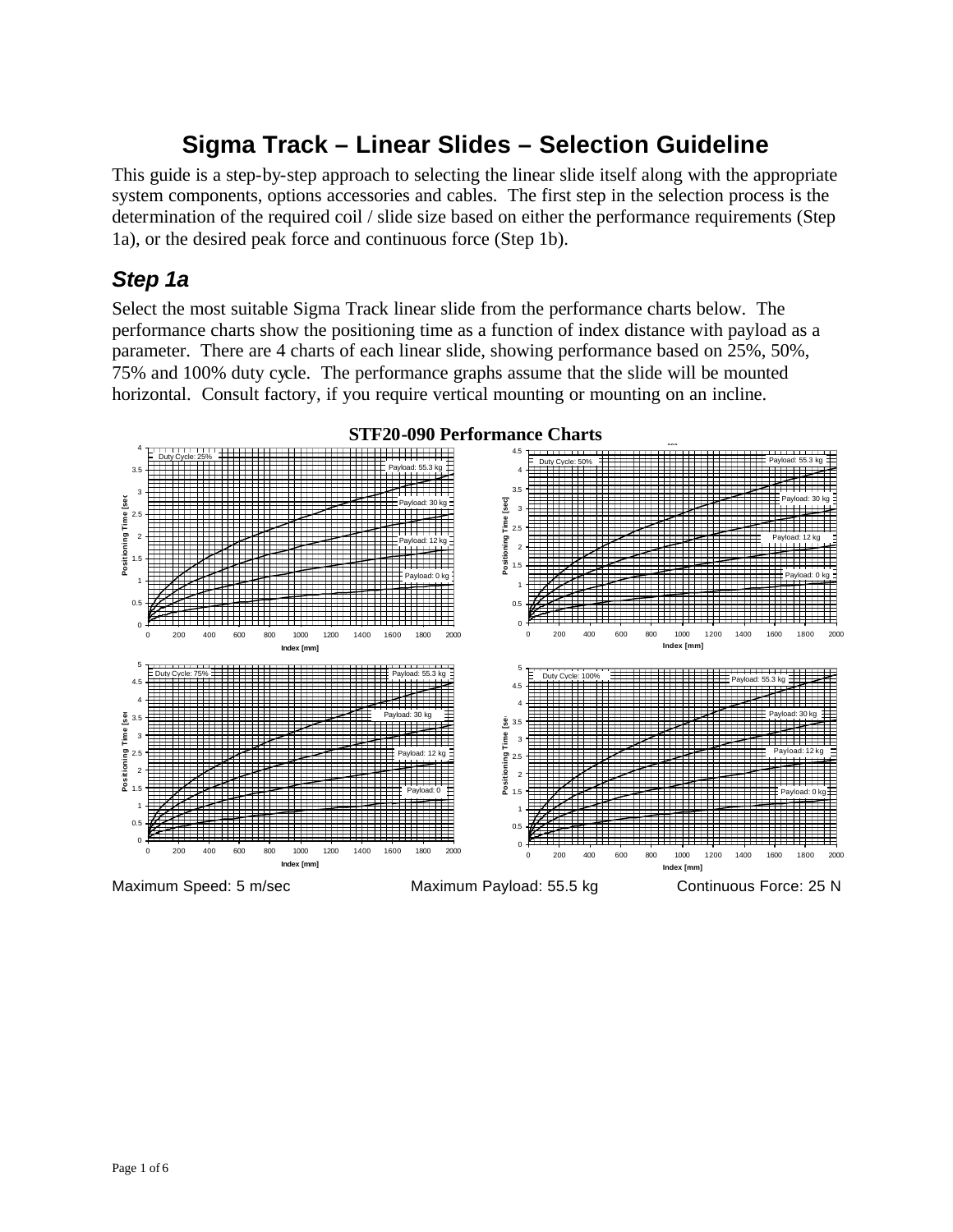# Sigma Track – Linear Slides – Selection Guideline

This guide is a step-by-step approach to selecting the linear slide itself along with the appropriate system components, options accessories and cables. The first step in the selection process is the determination of the required coil / slide size based on either the performance requirements (Step 1a), or the desired peak force and continuous force (Step 1b).

## *Step 1a*

Select the most suitable Sigma Track linear slide from the performance charts below. The performance charts show the positioning time as a function of index distance with payload as a parameter. There are 4 charts of each linear slide, showing performance based on 25%, 50%, 75% and 100% duty cycle. The performance graphs assume that the slide will be mounted horizontal. Consult factory, if you require vertical mounting or mounting on an incline.

**STF20-090 Performance Charts**

Maximum Speed: 5 m/sec Maximum Payload: 55.5 kg Continuous Force: 25 N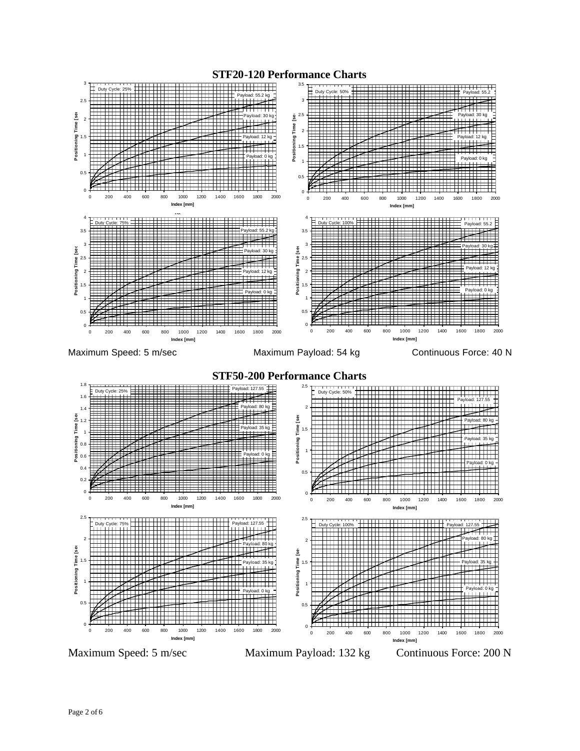## STF20-120 Performance Charts

Maximum Speed: 5 m/sec Maximum Payload: 54 kg Continuous Force: 40 N

## STF50-200 Performance Charts

Maximum Speed: 5 m/sec Maximum Payload: 132 kg Continuous Force: 200 N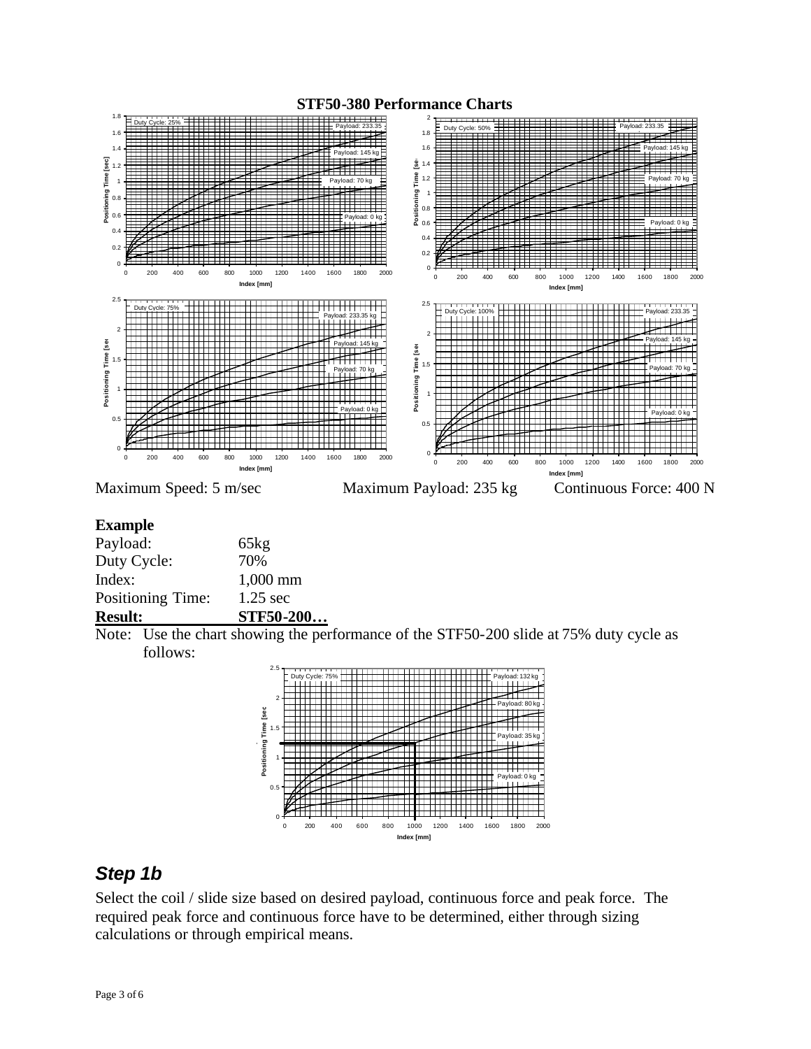## STF50-380 Performance Charts

Maximum Speed: 5 m/sec    Maximum Payload: 235 kg    Continuous Force: 400 N

### Example

| | |
|---|---|
| Payload: | 65kg |
| Duty Cycle: | 70% |
| Index: | 1,000 mm |
| Positioning Time: | 1.25 sec |
| **Result:** | **STF50-200…** |

Note: Use the chart showing the performance of the STF50-200 slide at 75% duty cycle as follows:

## *Step 1b*

Select the coil / slide size based on desired payload, continuous force and peak force. The required peak force and continuous force have to be determined, either through sizing calculations or through empirical means.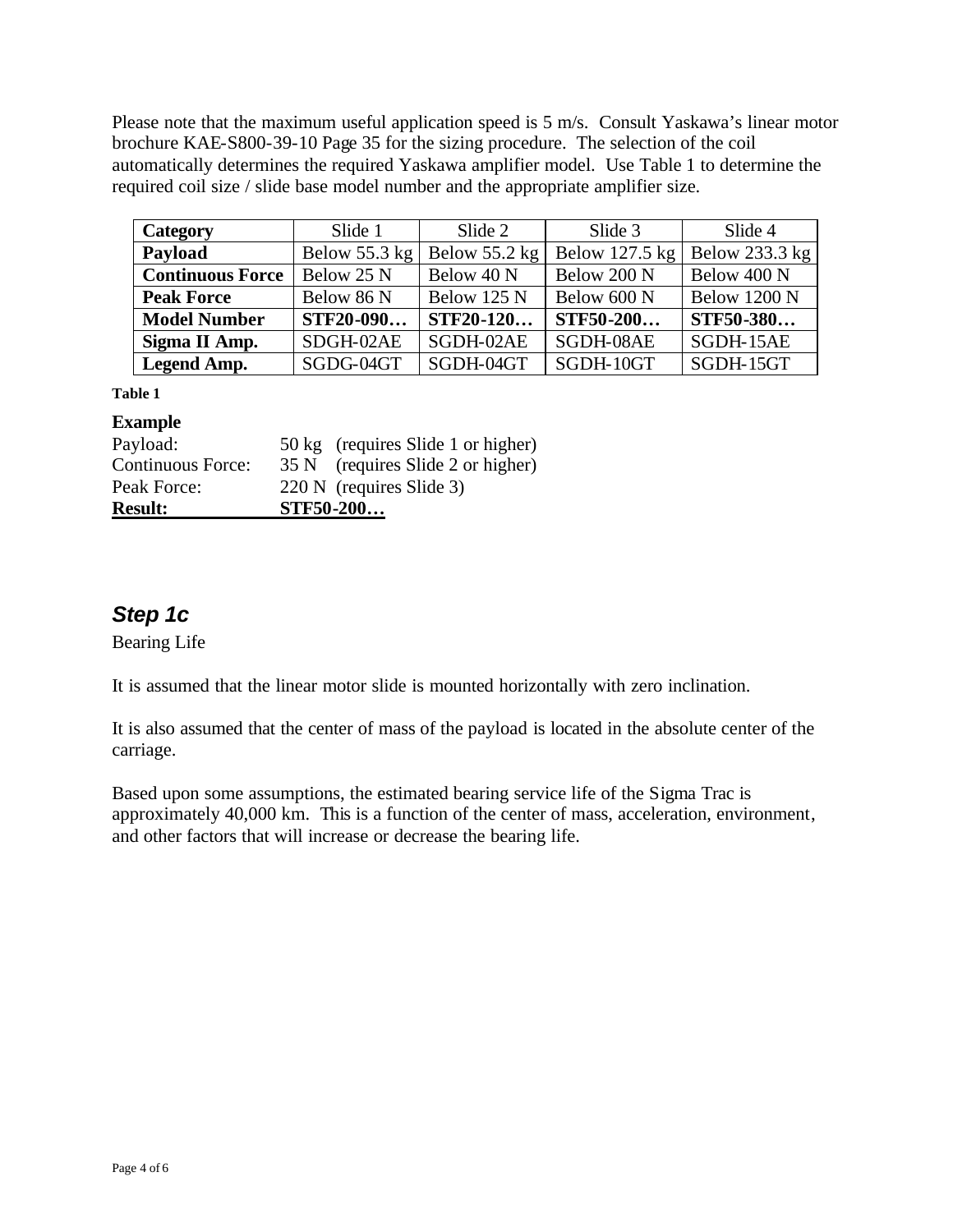Please note that the maximum useful application speed is 5 m/s. Consult Yaskawa's linear motor brochure KAE-S800-39-10 Page 35 for the sizing procedure. The selection of the coil automatically determines the required Yaskawa amplifier model. Use Table 1 to determine the required coil size / slide base model number and the appropriate amplifier size.

| **Category** | Slide 1 | Slide 2 | Slide 3 | Slide 4 |
|---|---|---|---|---|
| **Payload** | Below 55.3 kg | Below 55.2 kg | Below 127.5 kg | Below 233.3 kg |
| **Continuous Force** | Below 25 N | Below 40 N | Below 200 N | Below 400 N |
| **Peak Force** | Below 86 N | Below 125 N | Below 600 N | Below 1200 N |
| **Model Number** | **STF20-090…** | **STF20-120…** | **STF50-200…** | **STF50-380…** |
| **Sigma II Amp.** | SDGH-02AE | SGDH-02AE | SGDH-08AE | SGDH-15AE |
| **Legend Amp.** | SGDG-04GT | SGDH-04GT | SGDH-10GT | SGDH-15GT |

**Table 1**

**Example**

| | |
|---|---|
| Payload: | 50 kg (requires Slide 1 or higher) |
| Continuous Force: | 35 N (requires Slide 2 or higher) |
| Peak Force: | 220 N (requires Slide 3) |
| **Result:** | **STF50-200…** |

## *Step 1c*

Bearing Life

It is assumed that the linear motor slide is mounted horizontally with zero inclination.

It is also assumed that the center of mass of the payload is located in the absolute center of the carriage.

Based upon some assumptions, the estimated bearing service life of the Sigma Trac is approximately 40,000 km. This is a function of the center of mass, acceleration, environment, and other factors that will increase or decrease the bearing life.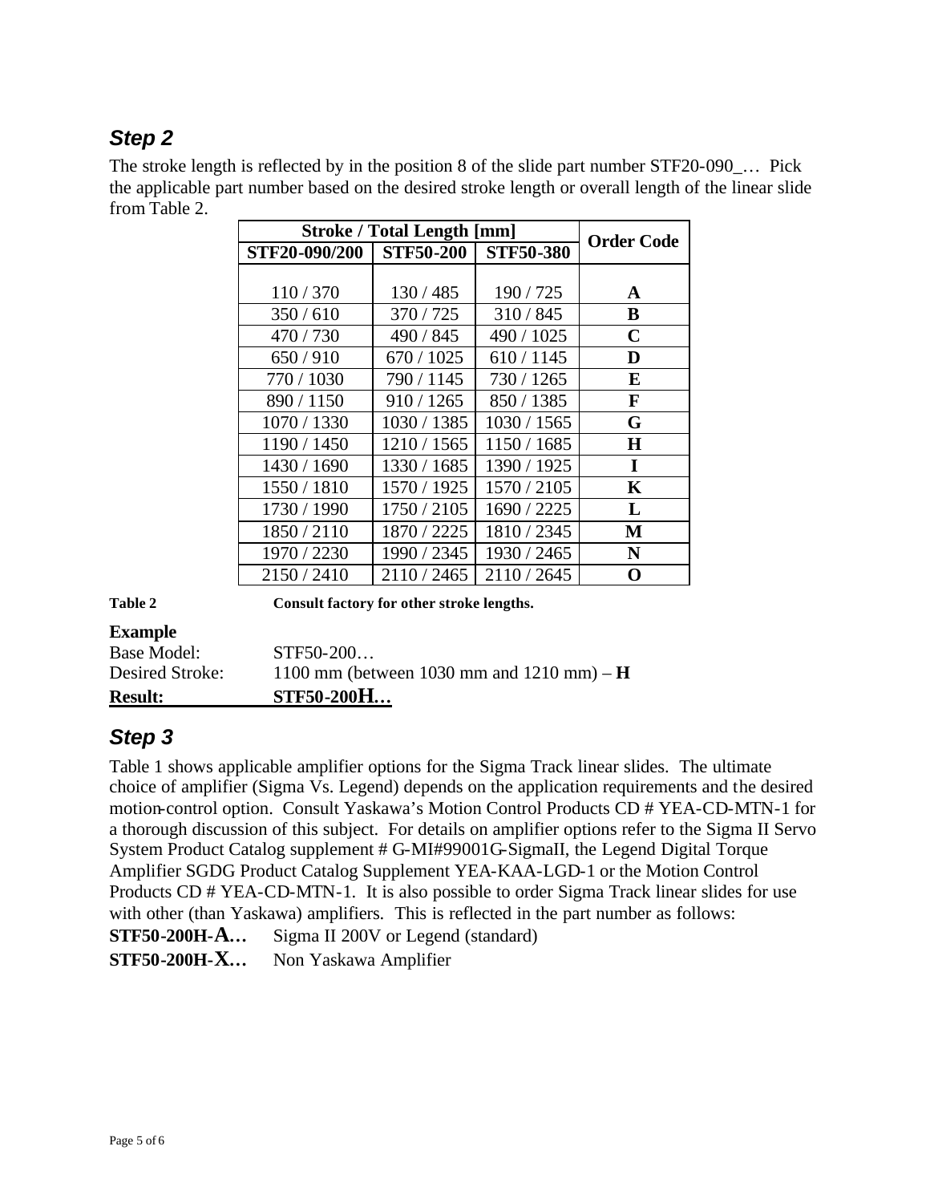## *Step 2*

The stroke length is reflected by in the position 8 of the slide part number STF20-090_… Pick the applicable part number based on the desired stroke length or overall length of the linear slide from Table 2.

| Stroke / Total Length [mm] | | | Order Code |
|---|---|---|---|
| **STF20-090/200** | **STF50-200** | **STF50-380** | |
| 110 / 370 | 130 / 485 | 190 / 725 | **A** |
| 350 / 610 | 370 / 725 | 310 / 845 | **B** |
| 470 / 730 | 490 / 845 | 490 / 1025 | **C** |
| 650 / 910 | 670 / 1025 | 610 / 1145 | **D** |
| 770 / 1030 | 790 / 1145 | 730 / 1265 | **E** |
| 890 / 1150 | 910 / 1265 | 850 / 1385 | **F** |
| 1070 / 1330 | 1030 / 1385 | 1030 / 1565 | **G** |
| 1190 / 1450 | 1210 / 1565 | 1150 / 1685 | **H** |
| 1430 / 1690 | 1330 / 1685 | 1390 / 1925 | **I** |
| 1550 / 1810 | 1570 / 1925 | 1570 / 2105 | **K** |
| 1730 / 1990 | 1750 / 2105 | 1690 / 2225 | **L** |
| 1850 / 2110 | 1870 / 2225 | 1810 / 2345 | **M** |
| 1970 / 2230 | 1990 / 2345 | 1930 / 2465 | **N** |
| 2150 / 2410 | 2110 / 2465 | 2110 / 2645 | **O** |

**Table 2** **Consult factory for other stroke lengths.**

**Example**

Base Model: STF50-200…

Desired Stroke: 1100 mm (between 1030 mm and 1210 mm) – **H**

**Result: STF50-200H…**

## *Step 3*

Table 1 shows applicable amplifier options for the Sigma Track linear slides. The ultimate choice of amplifier (Sigma Vs. Legend) depends on the application requirements and the desired motion-control option. Consult Yaskawa's Motion Control Products CD # YEA-CD-MTN-1 for a thorough discussion of this subject. For details on amplifier options refer to the Sigma II Servo System Product Catalog supplement # G-MI#99001G-SigmaII, the Legend Digital Torque Amplifier SGDG Product Catalog Supplement YEA-KAA-LGD-1 or the Motion Control Products CD # YEA-CD-MTN-1. It is also possible to order Sigma Track linear slides for use with other (than Yaskawa) amplifiers. This is reflected in the part number as follows:

**STF50-200H-A…** Sigma II 200V or Legend (standard)

**STF50-200H-X…** Non Yaskawa Amplifier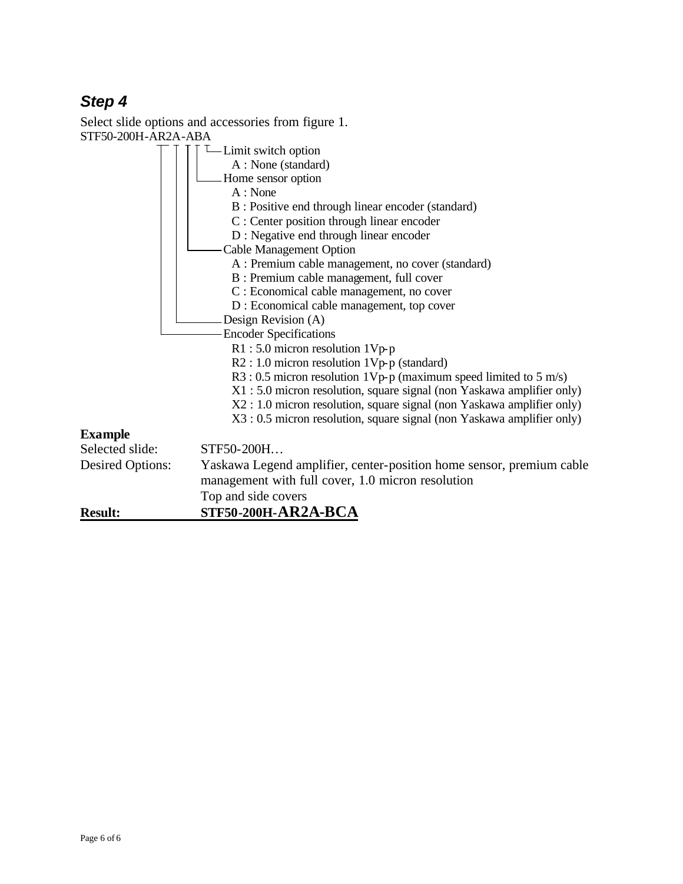## *Step 4*

Select slide options and accessories from figure 1.

STF50-200H-AR2A-ABA

- Limit switch option
  - A : None (standard)
- Home sensor option
  - A : None
  - B : Positive end through linear encoder (standard)
  - C : Center position through linear encoder
  - D : Negative end through linear encoder
- Cable Management Option
  - A : Premium cable management, no cover (standard)
  - B : Premium cable management, full cover
  - C : Economical cable management, no cover
  - D : Economical cable management, top cover
- Design Revision (A)
- Encoder Specifications
  - R1 : 5.0 micron resolution 1Vp-p
  - R2 : 1.0 micron resolution 1Vp-p (standard)
  - R3 : 0.5 micron resolution 1Vp-p (maximum speed limited to 5 m/s)
  - X1 : 5.0 micron resolution, square signal (non Yaskawa amplifier only)
  - X2 : 1.0 micron resolution, square signal (non Yaskawa amplifier only)
  - X3 : 0.5 micron resolution, square signal (non Yaskawa amplifier only)

**Example**

Selected slide: STF50-200H…

Desired Options: Yaskawa Legend amplifier, center-position home sensor, premium cable management with full cover, 1.0 micron resolution
Top and side covers

**Result:** **STF50-200H-AR2A-BCA**